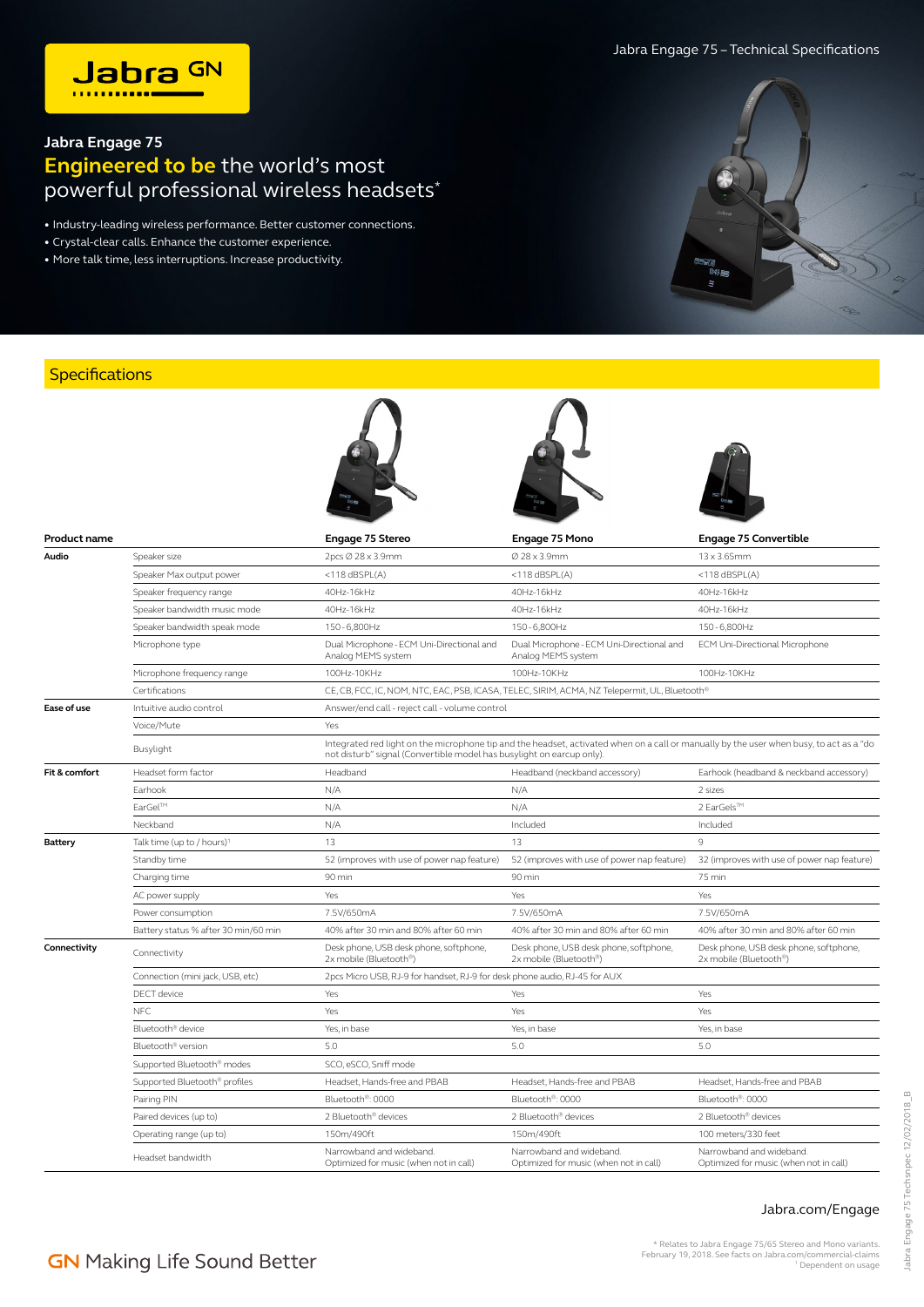Jabra Engage 75 – Technical Specifications

## Jabra Engage 75

# Engineered to be the world's most powerful professional wireless headsets*

- Industry-leading wireless performance. Better customer connections.
- Crystal-clear calls. Enhance the customer experience.
- More talk time, less interruptions. Increase productivity.

## Specifications

| Product name | | Engage 75 Stereo | Engage 75 Mono | Engage 75 Convertible |
|---|---|---|---|---|
| **Audio** | Speaker size | 2pcs Ø 28 x 3.9mm | Ø 28 x 3.9mm | 13 x 3.65mm |
| | Speaker Max output power | <118 dBSPL(A) | <118 dBSPL(A) | <118 dBSPL(A) |
| | Speaker frequency range | 40Hz-16kHz | 40Hz-16kHz | 40Hz-16kHz |
| | Speaker bandwidth music mode | 40Hz-16kHz | 40Hz-16kHz | 40Hz-16kHz |
| | Speaker bandwidth speak mode | 150 - 6,800Hz | 150 - 6,800Hz | 150 - 6,800Hz |
| | Microphone type | Dual Microphone - ECM Uni-Directional and Analog MEMS system | Dual Microphone - ECM Uni-Directional and Analog MEMS system | ECM Uni-Directional Microphone |
| | Microphone frequency range | 100Hz-10KHz | 100Hz-10KHz | 100Hz-10KHz |
| | Certifications | CE, CB, FCC, IC, NOM, NTC, EAC, PSB, ICASA, TELEC, SIRIM, ACMA, NZ Telepermit, UL, Bluetooth® | | |
| **Ease of use** | Intuitive audio control | Answer/end call - reject call - volume control | | |
| | Voice/Mute | Yes | | |
| | Busylight | Integrated red light on the microphone tip and the headset, activated when on a call or manually by the user when busy, to act as a "do not disturb" signal (Convertible model has busylight on earcup only). | | |
| **Fit & comfort** | Headset form factor | Headband | Headband (neckband accessory) | Earhook (headband & neckband accessory) |
| | Earhook | N/A | N/A | 2 sizes |
| | EarGel™ | N/A | N/A | 2 EarGels™ |
| | Neckband | N/A | Included | Included |
| **Battery** | Talk time (up to / hours)[1] | 13 | 13 | 9 |
| | Standby time | 52 (improves with use of power nap feature) | 52 (improves with use of power nap feature) | 32 (improves with use of power nap feature) |
| | Charging time | 90 min | 90 min | 75 min |
| | AC power supply | Yes | Yes | Yes |
| | Power consumption | 7.5V/650mA | 7.5V/650mA | 7.5V/650mA |
| | Battery status % after 30 min/60 min | 40% after 30 min and 80% after 60 min | 40% after 30 min and 80% after 60 min | 40% after 30 min and 80% after 60 min |
| **Connectivity** | Connectivity | Desk phone, USB desk phone, softphone, 2x mobile (Bluetooth®) | Desk phone, USB desk phone, softphone, 2x mobile (Bluetooth®) | Desk phone, USB desk phone, softphone, 2x mobile (Bluetooth®) |
| | Connection (mini jack, USB, etc) | 2pcs Micro USB, RJ-9 for handset, RJ-9 for desk phone audio, RJ-45 for AUX | | |
| | DECT device | Yes | Yes | Yes |
| | NFC | Yes | Yes | Yes |
| | Bluetooth® device | Yes, in base | Yes, in base | Yes, in base |
| | Bluetooth® version | 5.0 | 5.0 | 5.0 |
| | Supported Bluetooth® modes | SCO, eSCO, Sniff mode | | |
| | Supported Bluetooth® profiles | Headset, Hands-free and PBAB | Headset, Hands-free and PBAB | Headset, Hands-free and PBAB |
| | Pairing PIN | Bluetooth®: 0000 | Bluetooth®: 0000 | Bluetooth®: 0000 |
| | Paired devices (up to) | 2 Bluetooth® devices | 2 Bluetooth® devices | 2 Bluetooth® devices |
| | Operating range (up to) | 150m/490ft | 150m/490ft | 100 meters/330 feet |
| | Headset bandwidth | Narrowband and wideband. Optimized for music (when not in call) | Narrowband and wideband. Optimized for music (when not in call) | Narrowband and wideband. Optimized for music (when not in call) |

Jabra.com/Engage

GN Making Life Sound Better

\* Relates to Jabra Engage 75/65 Stereo and Mono variants. February 19, 2018. See facts on Jabra.com/commercial-claims

[1] Dependent on usage

Jabra Engage 75 Techsnpec 12/02/2018_B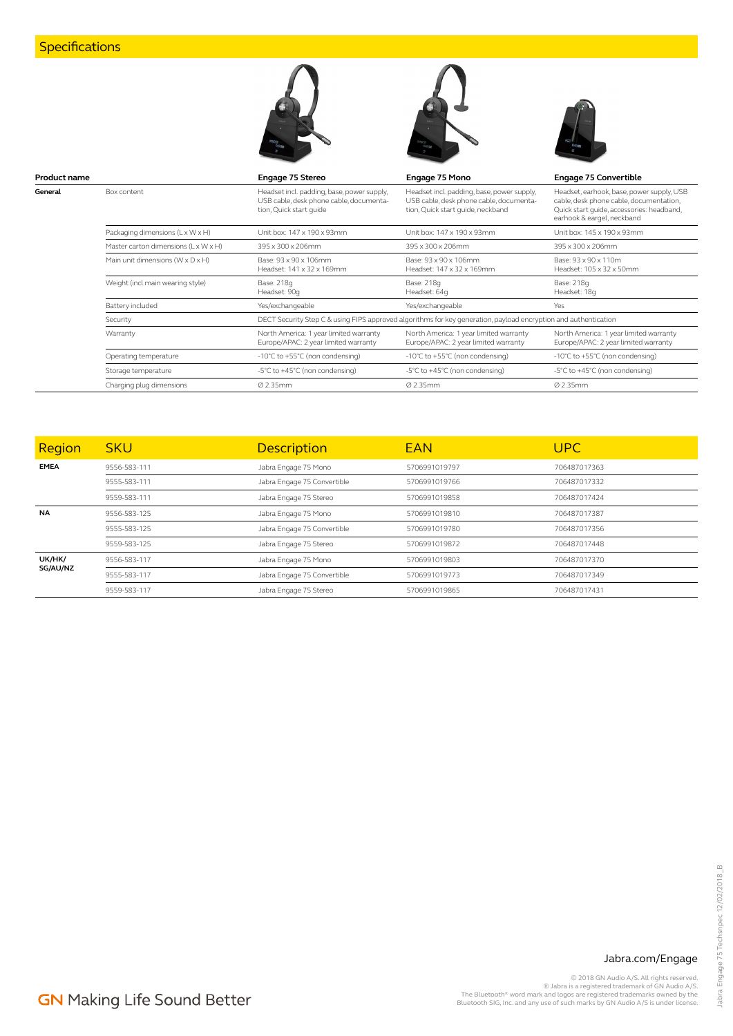## Specifications

| Product name | | Engage 75 Stereo | Engage 75 Mono | Engage 75 Convertible |
|---|---|---|---|---|
| General | Box content | Headset incl. padding, base, power supply, USB cable, desk phone cable, documentation, Quick start guide | Headset incl. padding, base, power supply, USB cable, desk phone cable, documentation, Quick start guide, neckband | Headset, earhook, base, power supply, USB cable, desk phone cable, documentation, Quick start guide, accessories: headband, earhook & eargel, neckband |
| | Packaging dimensions (L x W x H) | Unit box: 147 x 190 x 93mm | Unit box: 147 x 190 x 93mm | Unit box: 145 x 190 x 93mm |
| | Master carton dimensions (L x W x H) | 395 x 300 x 206mm | 395 x 300 x 206mm | 395 x 300 x 206mm |
| | Main unit dimensions (W x D x H) | Base: 93 x 90 x 106mm<br>Headset: 141 x 32 x 169mm | Base: 93 x 90 x 106mm<br>Headset: 147 x 32 x 169mm | Base: 93 x 90 x 110m<br>Headset: 105 x 32 x 50mm |
| | Weight (incl main wearing style) | Base: 218g<br>Headset: 90g | Base: 218g<br>Headset: 64g | Base: 218g<br>Headset: 18g |
| | Battery included | Yes/exchangeable | Yes/exchangeable | Yes |
| | Security | DECT Security Step C & using FIPS approved algorithms for key generation, payload encryption and authentication | | |
| | Warranty | North America: 1 year limited warranty<br>Europe/APAC: 2 year limited warranty | North America: 1 year limited warranty<br>Europe/APAC: 2 year limited warranty | North America: 1 year limited warranty<br>Europe/APAC: 2 year limited warranty |
| | Operating temperature | -10°C to +55°C (non condensing) | -10°C to +55°C (non condensing) | -10°C to +55°C (non condensing) |
| | Storage temperature | -5°C to +45°C (non condensing) | -5°C to +45°C (non condensing) | -5°C to +45°C (non condensing) |
| | Charging plug dimensions | Ø 2.35mm | Ø 2.35mm | Ø 2.35mm |

| Region | SKU | Description | EAN | UPC |
|---|---|---|---|---|
| EMEA | 9556-583-111 | Jabra Engage 75 Mono | 5706991019797 | 706487017363 |
| | 9555-583-111 | Jabra Engage 75 Convertible | 5706991019766 | 706487017332 |
| | 9559-583-111 | Jabra Engage 75 Stereo | 5706991019858 | 706487017424 |
| NA | 9556-583-125 | Jabra Engage 75 Mono | 5706991019810 | 706487017387 |
| | 9555-583-125 | Jabra Engage 75 Convertible | 5706991019780 | 706487017356 |
| | 9559-583-125 | Jabra Engage 75 Stereo | 5706991019872 | 706487017448 |
| UK/HK/ SG/AU/NZ | 9556-583-117 | Jabra Engage 75 Mono | 5706991019803 | 706487017370 |
| | 9555-583-117 | Jabra Engage 75 Convertible | 5706991019773 | 706487017349 |
| | 9559-583-117 | Jabra Engage 75 Stereo | 5706991019865 | 706487017431 |

Jabra.com/Engage

© 2018 GN Audio A/S. All rights reserved.
® Jabra is a registered trademark of GN Audio A/S.
The Bluetooth® word mark and logos are registered trademarks owned by the Bluetooth SIG, Inc. and any use of such marks by GN Audio A/S is under license.

GN Making Life Sound Better

Jabra Engage 75 Techspec 12/02/2018_B